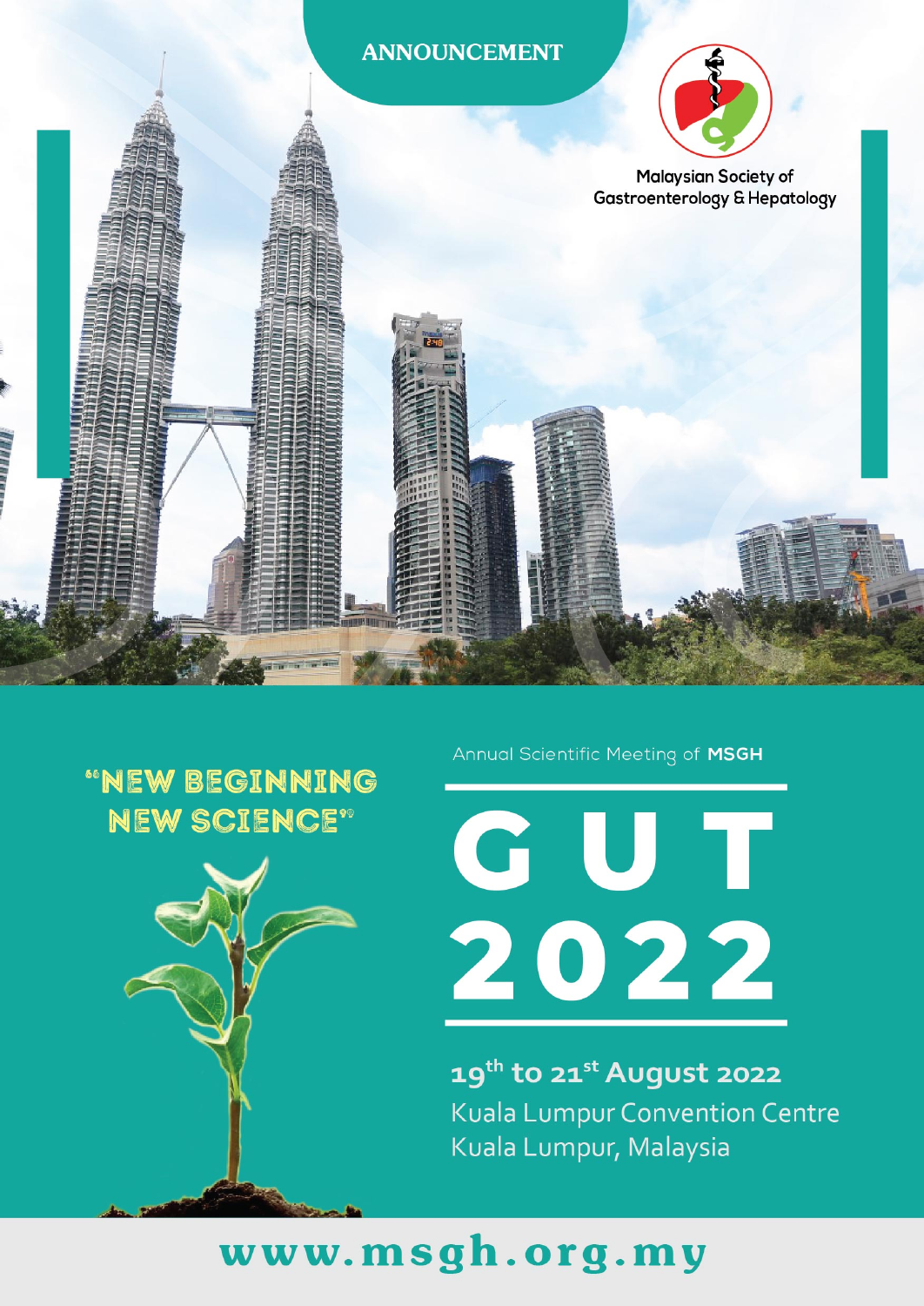ANNOUNCEMENT

Malaysian Society of Gastroenterology & Hepatology

"NEW BEGINNING NEW SCIENCE"

Annual Scientific Meeting of **MSGH**

# GUT 2022

**19th to 21st August 2022**

Kuala Lumpur Convention Centre

Kuala Lumpur, Malaysia

**www.msgh.org.my**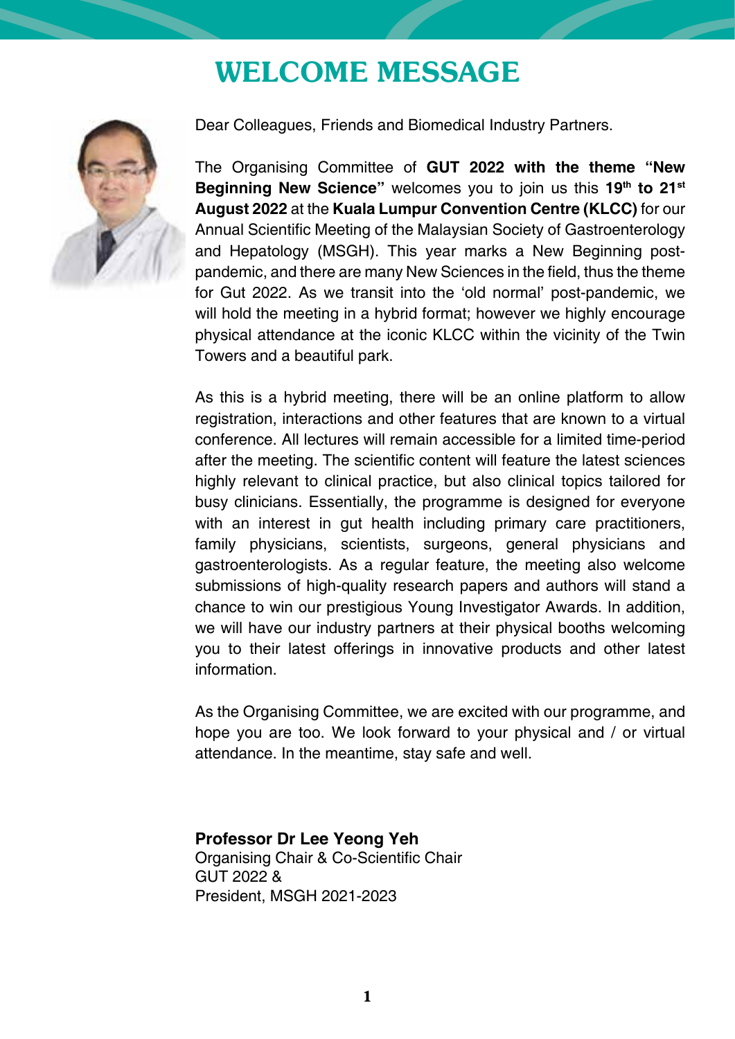# WELCOME MESSAGE

Dear Colleagues, Friends and Biomedical Industry Partners.

The Organising Committee of **GUT 2022 with the theme "New Beginning New Science"** welcomes you to join us this **19th to 21st August 2022** at the **Kuala Lumpur Convention Centre (KLCC)** for our Annual Scientific Meeting of the Malaysian Society of Gastroenterology and Hepatology (MSGH). This year marks a New Beginning post-pandemic, and there are many New Sciences in the field, thus the theme for Gut 2022. As we transit into the 'old normal' post-pandemic, we will hold the meeting in a hybrid format; however we highly encourage physical attendance at the iconic KLCC within the vicinity of the Twin Towers and a beautiful park.

As this is a hybrid meeting, there will be an online platform to allow registration, interactions and other features that are known to a virtual conference. All lectures will remain accessible for a limited time-period after the meeting. The scientific content will feature the latest sciences highly relevant to clinical practice, but also clinical topics tailored for busy clinicians. Essentially, the programme is designed for everyone with an interest in gut health including primary care practitioners, family physicians, scientists, surgeons, general physicians and gastroenterologists. As a regular feature, the meeting also welcome submissions of high-quality research papers and authors will stand a chance to win our prestigious Young Investigator Awards. In addition, we will have our industry partners at their physical booths welcoming you to their latest offerings in innovative products and other latest information.

As the Organising Committee, we are excited with our programme, and hope you are too. We look forward to your physical and / or virtual attendance. In the meantime, stay safe and well.

**Professor Dr Lee Yeong Yeh**
Organising Chair & Co-Scientific Chair
GUT 2022 &
President, MSGH 2021-2023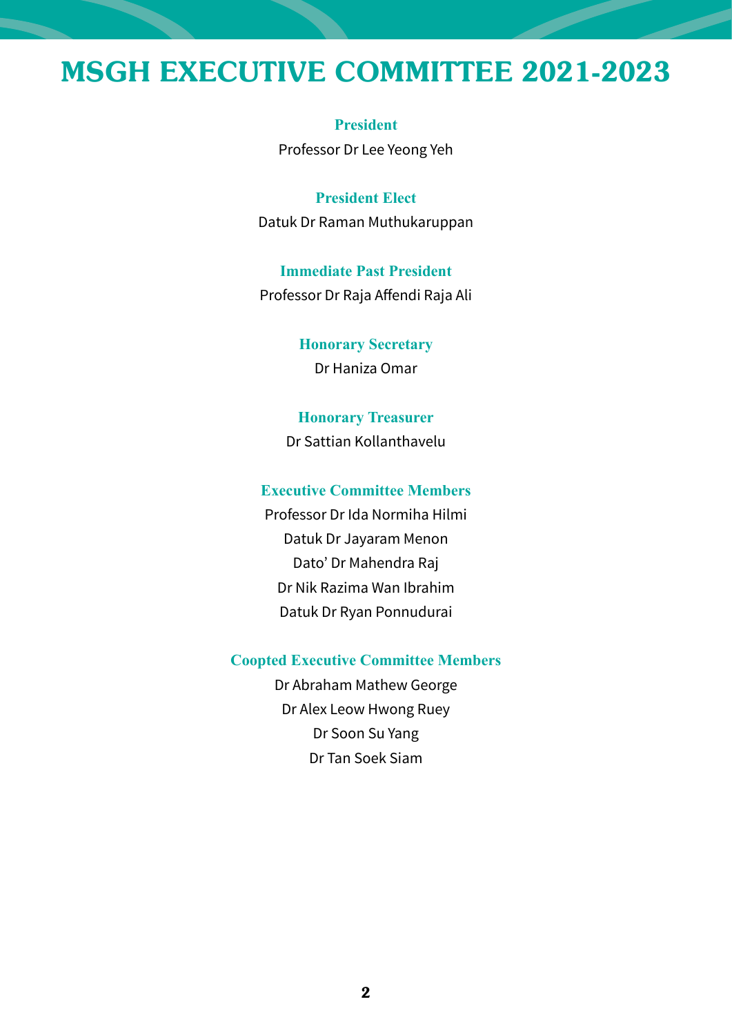# MSGH EXECUTIVE COMMITTEE 2021-2023

**President**

Professor Dr Lee Yeong Yeh

**President Elect**

Datuk Dr Raman Muthukaruppan

**Immediate Past President**

Professor Dr Raja Affendi Raja Ali

**Honorary Secretary**

Dr Haniza Omar

**Honorary Treasurer**

Dr Sattian Kollanthavelu

**Executive Committee Members**

Professor Dr Ida Normiha Hilmi
Datuk Dr Jayaram Menon
Dato' Dr Mahendra Raj
Dr Nik Razima Wan Ibrahim
Datuk Dr Ryan Ponnudurai

**Coopted Executive Committee Members**

Dr Abraham Mathew George
Dr Alex Leow Hwong Ruey
Dr Soon Su Yang
Dr Tan Soek Siam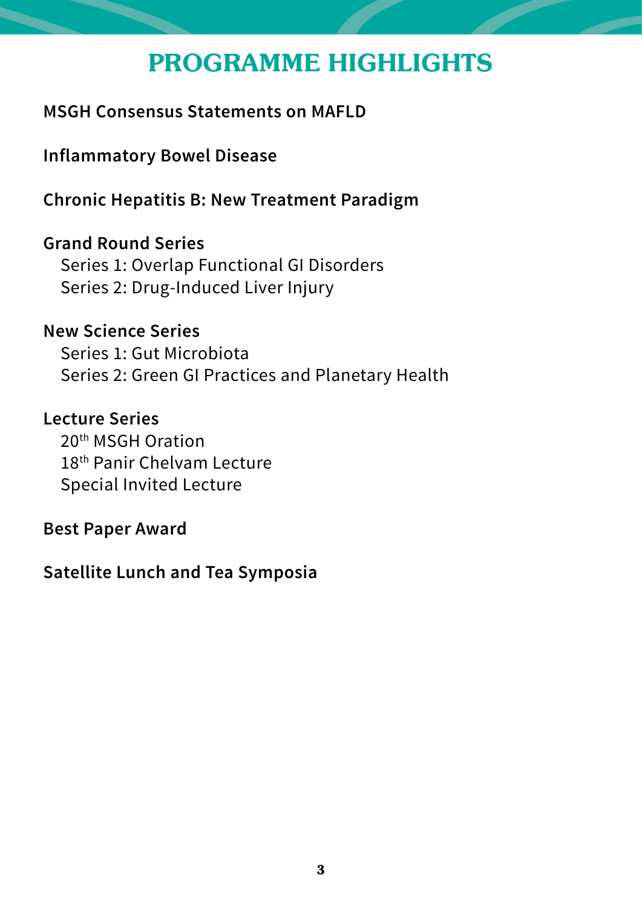# PROGRAMME HIGHLIGHTS

**MSGH Consensus Statements on MAFLD**

**Inflammatory Bowel Disease**

**Chronic Hepatitis B: New Treatment Paradigm**

**Grand Round Series**

Series 1: Overlap Functional GI Disorders
Series 2: Drug-Induced Liver Injury

**New Science Series**

Series 1: Gut Microbiota
Series 2: Green GI Practices and Planetary Health

**Lecture Series**

20th MSGH Oration
18th Panir Chelvam Lecture
Special Invited Lecture

**Best Paper Award**

**Satellite Lunch and Tea Symposia**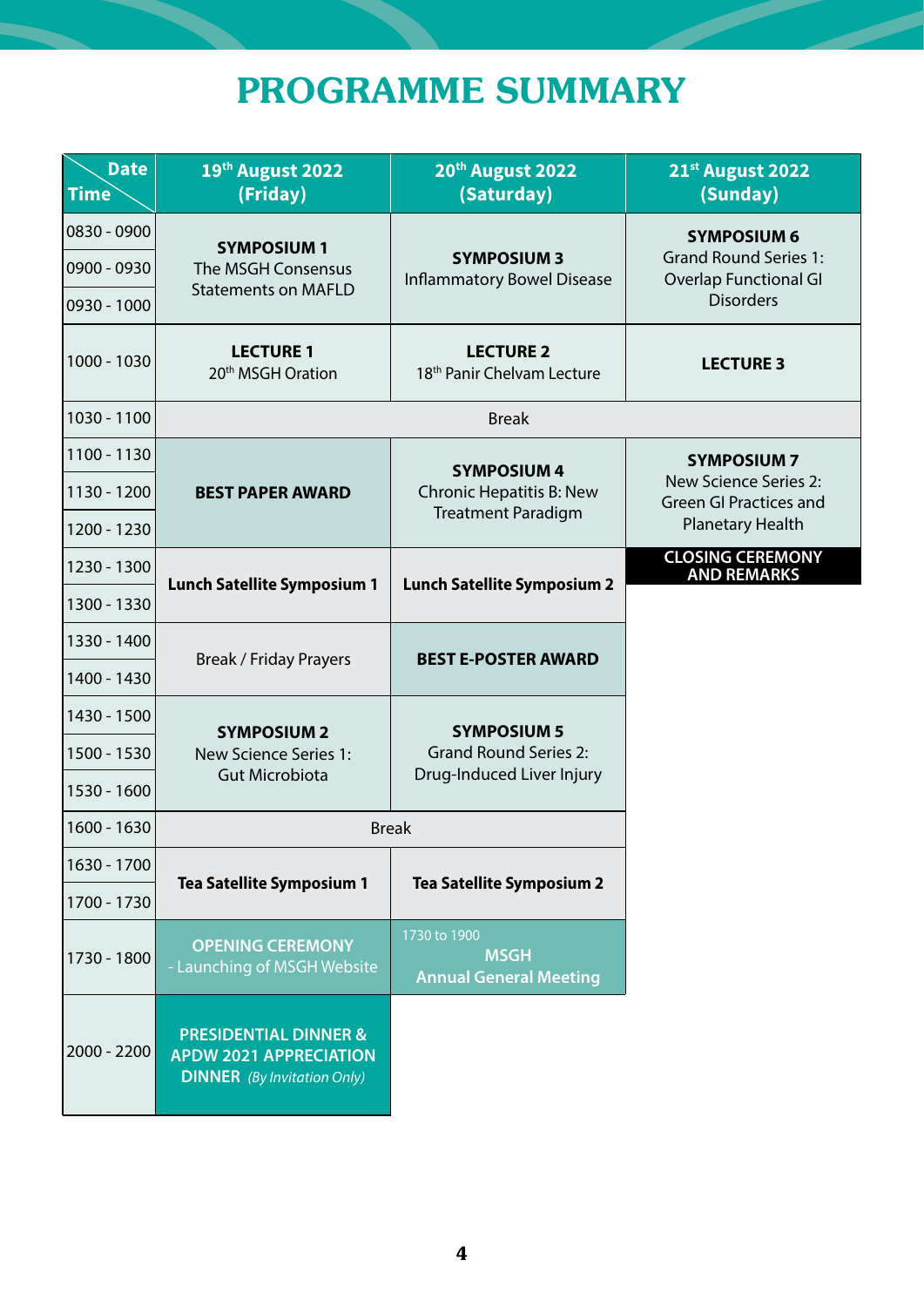# PROGRAMME SUMMARY

| Date / Time | 19th August 2022 (Friday) | 20th August 2022 (Saturday) | 21st August 2022 (Sunday) |
|---|---|---|---|
| 0830 - 0900 | **SYMPOSIUM 1** The MSGH Consensus Statements on MAFLD | **SYMPOSIUM 3** Inflammatory Bowel Disease | **SYMPOSIUM 6** Grand Round Series 1: Overlap Functional GI Disorders |
| 0900 - 0930 | | | |
| 0930 - 1000 | | | |
| 1000 - 1030 | **LECTURE 1** 20th MSGH Oration | **LECTURE 2** 18th Panir Chelvam Lecture | **LECTURE 3** |
| 1030 - 1100 | Break | Break | Break |
| 1100 - 1130 | **BEST PAPER AWARD** | **SYMPOSIUM 4** Chronic Hepatitis B: New Treatment Paradigm | **SYMPOSIUM 7** New Science Series 2: Green GI Practices and Planetary Health |
| 1130 - 1200 | | | |
| 1200 - 1230 | | | |
| 1230 - 1300 | **Lunch Satellite Symposium 1** | **Lunch Satellite Symposium 2** | **CLOSING CEREMONY AND REMARKS** |
| 1300 - 1330 | | | |
| 1330 - 1400 | Break / Friday Prayers | **BEST E-POSTER AWARD** | |
| 1400 - 1430 | | | |
| 1430 - 1500 | **SYMPOSIUM 2** New Science Series 1: Gut Microbiota | **SYMPOSIUM 5** Grand Round Series 2: Drug-Induced Liver Injury | |
| 1500 - 1530 | | | |
| 1530 - 1600 | | | |
| 1600 - 1630 | Break | Break | |
| 1630 - 1700 | **Tea Satellite Symposium 1** | **Tea Satellite Symposium 2** | |
| 1700 - 1730 | | | |
| 1730 - 1800 | **OPENING CEREMONY** - Launching of MSGH Website | 1730 to 1900 **MSGH Annual General Meeting** | |
| 2000 - 2200 | **PRESIDENTIAL DINNER & APDW 2021 APPRECIATION DINNER** *(By Invitation Only)* | | |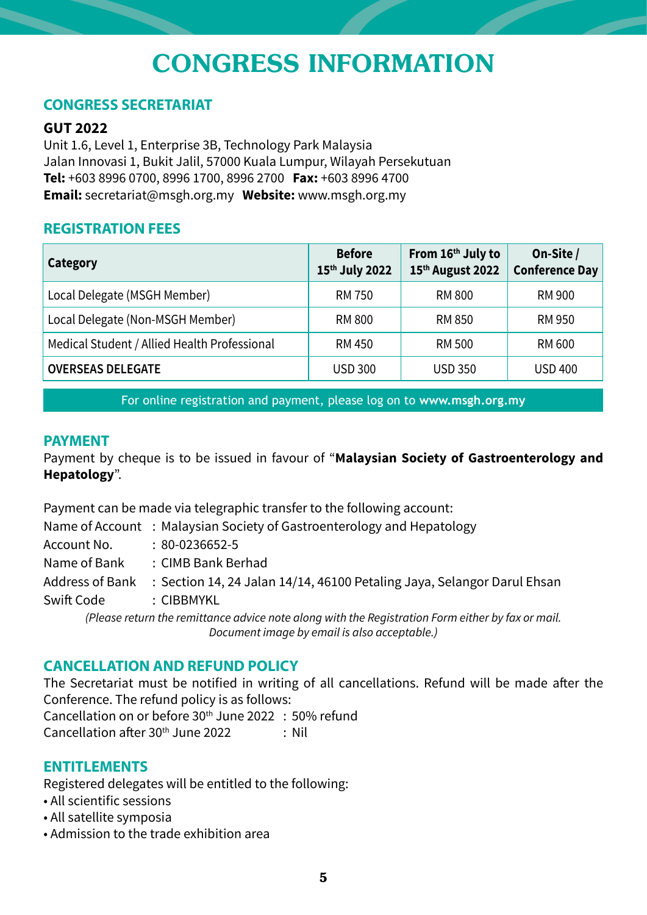# CONGRESS INFORMATION

## CONGRESS SECRETARIAT

**GUT 2022**
Unit 1.6, Level 1, Enterprise 3B, Technology Park Malaysia
Jalan Innovasi 1, Bukit Jalil, 57000 Kuala Lumpur, Wilayah Persekutuan
**Tel:** +603 8996 0700, 8996 1700, 8996 2700 **Fax:** +603 8996 4700
**Email:** secretariat@msgh.org.my **Website:** www.msgh.org.my

## REGISTRATION FEES

| Category | Before 15th July 2022 | From 16th July to 15th August 2022 | On-Site / Conference Day |
|---|---|---|---|
| Local Delegate (MSGH Member) | RM 750 | RM 800 | RM 900 |
| Local Delegate (Non-MSGH Member) | RM 800 | RM 850 | RM 950 |
| Medical Student / Allied Health Professional | RM 450 | RM 500 | RM 600 |
| **OVERSEAS DELEGATE** | USD 300 | USD 350 | USD 400 |

For online registration and payment, please log on to **www.msgh.org.my**

## PAYMENT

Payment by cheque is to be issued in favour of "**Malaysian Society of Gastroenterology and Hepatology**".

Payment can be made via telegraphic transfer to the following account:
Name of Account : Malaysian Society of Gastroenterology and Hepatology
Account No. : 80-0236652-5
Name of Bank : CIMB Bank Berhad
Address of Bank : Section 14, 24 Jalan 14/14, 46100 Petaling Jaya, Selangor Darul Ehsan
Swift Code : CIBBMYKL

*(Please return the remittance advice note along with the Registration Form either by fax or mail. Document image by email is also acceptable.)*

## CANCELLATION AND REFUND POLICY

The Secretariat must be notified in writing of all cancellations. Refund will be made after the Conference. The refund policy is as follows:
Cancellation on or before 30th June 2022 : 50% refund
Cancellation after 30th June 2022 : Nil

## ENTITLEMENTS

Registered delegates will be entitled to the following:
- All scientific sessions
- All satellite symposia
- Admission to the trade exhibition area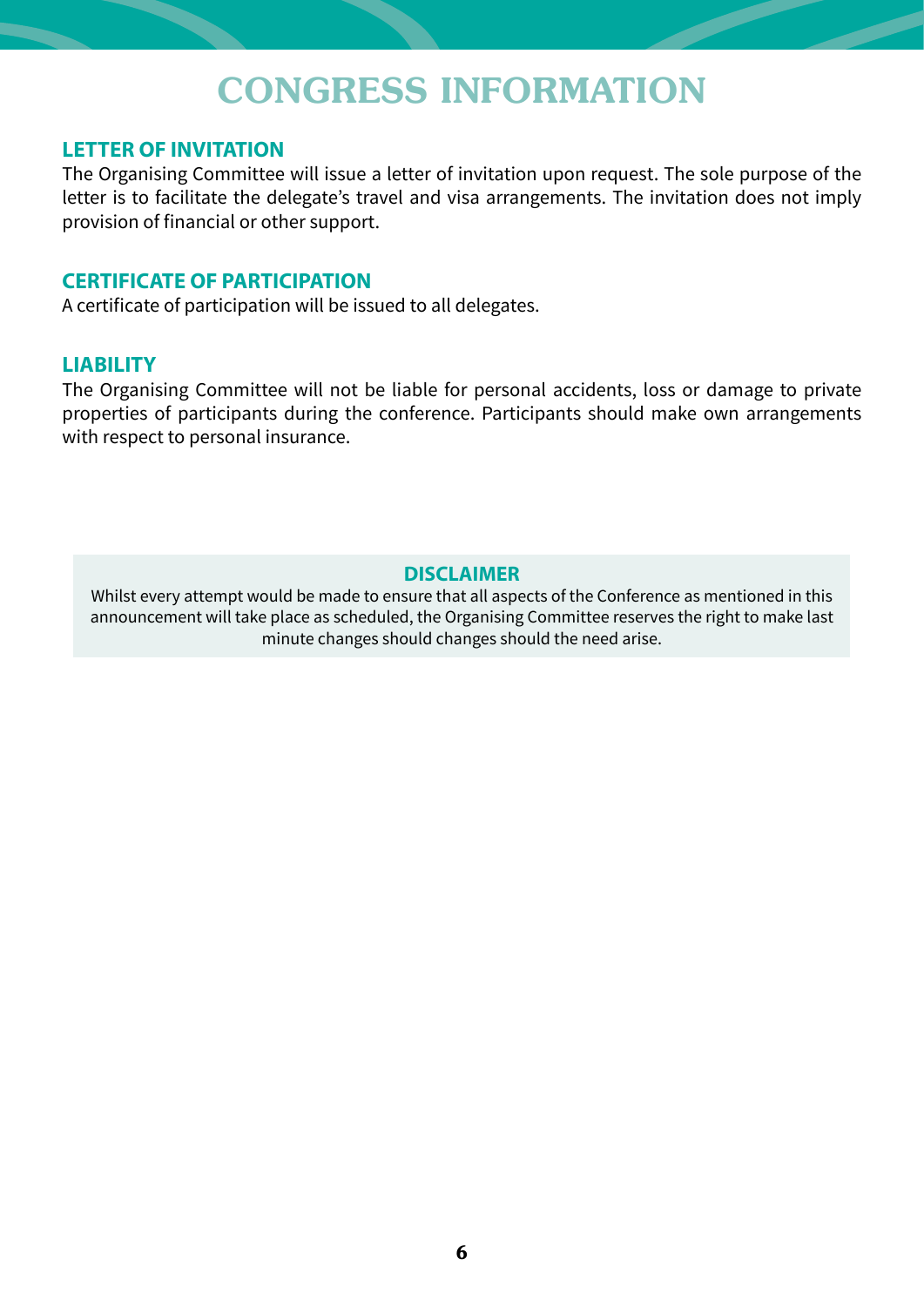# CONGRESS INFORMATION

## LETTER OF INVITATION

The Organising Committee will issue a letter of invitation upon request. The sole purpose of the letter is to facilitate the delegate's travel and visa arrangements. The invitation does not imply provision of financial or other support.

## CERTIFICATE OF PARTICIPATION

A certificate of participation will be issued to all delegates.

## LIABILITY

The Organising Committee will not be liable for personal accidents, loss or damage to private properties of participants during the conference. Participants should make own arrangements with respect to personal insurance.

## DISCLAIMER

Whilst every attempt would be made to ensure that all aspects of the Conference as mentioned in this announcement will take place as scheduled, the Organising Committee reserves the right to make last minute changes should changes should the need arise.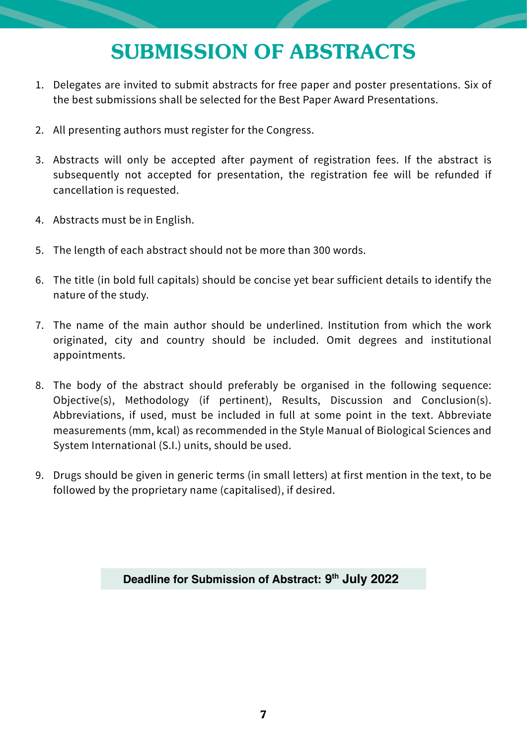# SUBMISSION OF ABSTRACTS

1. Delegates are invited to submit abstracts for free paper and poster presentations. Six of the best submissions shall be selected for the Best Paper Award Presentations.

2. All presenting authors must register for the Congress.

3. Abstracts will only be accepted after payment of registration fees. If the abstract is subsequently not accepted for presentation, the registration fee will be refunded if cancellation is requested.

4. Abstracts must be in English.

5. The length of each abstract should not be more than 300 words.

6. The title (in bold full capitals) should be concise yet bear sufficient details to identify the nature of the study.

7. The name of the main author should be underlined. Institution from which the work originated, city and country should be included. Omit degrees and institutional appointments.

8. The body of the abstract should preferably be organised in the following sequence: Objective(s), Methodology (if pertinent), Results, Discussion and Conclusion(s). Abbreviations, if used, must be included in full at some point in the text. Abbreviate measurements (mm, kcal) as recommended in the Style Manual of Biological Sciences and System International (S.I.) units, should be used.

9. Drugs should be given in generic terms (in small letters) at first mention in the text, to be followed by the proprietary name (capitalised), if desired.

**Deadline for Submission of Abstract: 9th July 2022**